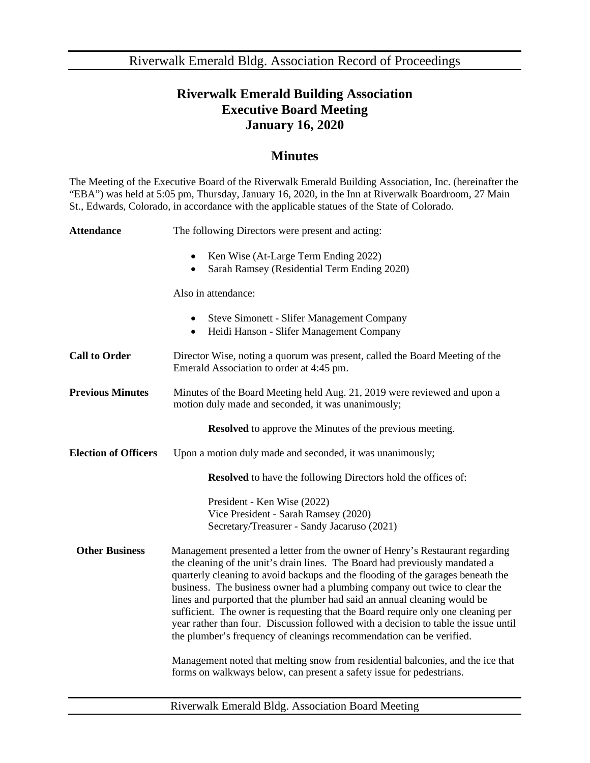# Riverwalk Emerald Building Association
# Executive Board Meeting
# January 16, 2020

## Minutes

The Meeting of the Executive Board of the Riverwalk Emerald Building Association, Inc. (hereinafter the "EBA") was held at 5:05 pm, Thursday, January 16, 2020, in the Inn at Riverwalk Boardroom, 27 Main St., Edwards, Colorado, in accordance with the applicable statues of the State of Colorado.

**Attendance**

The following Directors were present and acting:

- Ken Wise (At-Large Term Ending 2022)
- Sarah Ramsey (Residential Term Ending 2020)

Also in attendance:

- Steve Simonett - Slifer Management Company
- Heidi Hanson - Slifer Management Company

**Call to Order**

Director Wise, noting a quorum was present, called the Board Meeting of the Emerald Association to order at 4:45 pm.

**Previous Minutes**

Minutes of the Board Meeting held Aug. 21, 2019 were reviewed and upon a motion duly made and seconded, it was unanimously;

**Resolved** to approve the Minutes of the previous meeting.

**Election of Officers**

Upon a motion duly made and seconded, it was unanimously;

**Resolved** to have the following Directors hold the offices of:

President - Ken Wise (2022)
Vice President - Sarah Ramsey (2020)
Secretary/Treasurer - Sandy Jacaruso (2021)

**Other Business**

Management presented a letter from the owner of Henry's Restaurant regarding the cleaning of the unit's drain lines. The Board had previously mandated a quarterly cleaning to avoid backups and the flooding of the garages beneath the business. The business owner had a plumbing company out twice to clear the lines and purported that the plumber had said an annual cleaning would be sufficient. The owner is requesting that the Board require only one cleaning per year rather than four. Discussion followed with a decision to table the issue until the plumber's frequency of cleanings recommendation can be verified.

Management noted that melting snow from residential balconies, and the ice that forms on walkways below, can present a safety issue for pedestrians.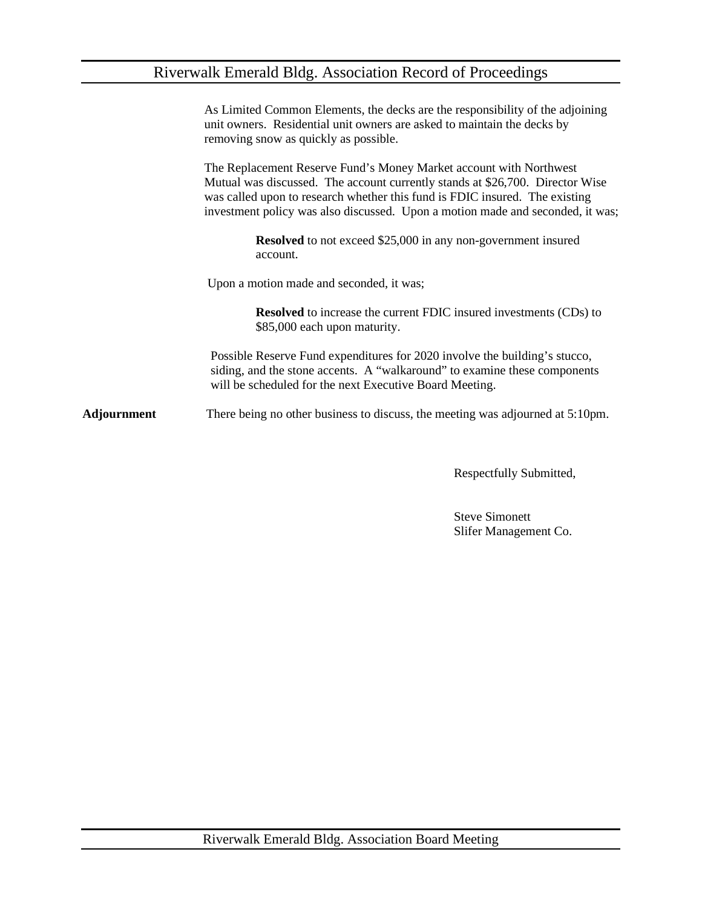As Limited Common Elements, the decks are the responsibility of the adjoining unit owners. Residential unit owners are asked to maintain the decks by removing snow as quickly as possible.

The Replacement Reserve Fund's Money Market account with Northwest Mutual was discussed. The account currently stands at $26,700. Director Wise was called upon to research whether this fund is FDIC insured. The existing investment policy was also discussed. Upon a motion made and seconded, it was;

> **Resolved** to not exceed $25,000 in any non-government insured account.

Upon a motion made and seconded, it was;

> **Resolved** to increase the current FDIC insured investments (CDs) to $85,000 each upon maturity.

Possible Reserve Fund expenditures for 2020 involve the building's stucco, siding, and the stone accents. A "walkaround" to examine these components will be scheduled for the next Executive Board Meeting.

**Adjournment** There being no other business to discuss, the meeting was adjourned at 5:10pm.

Respectfully Submitted,

Steve Simonett
Slifer Management Co.